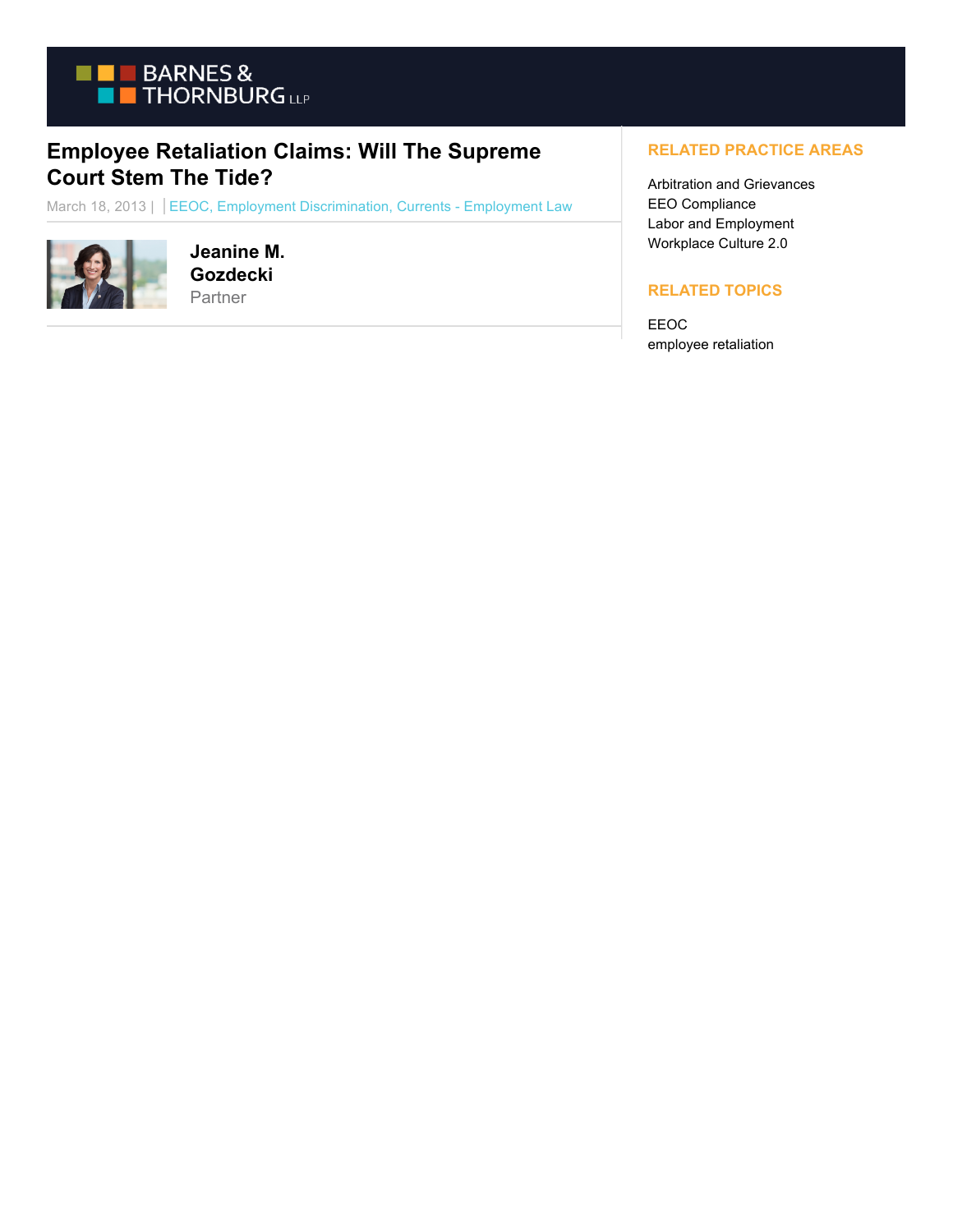BARNES & THORNBURG LLP

# Employee Retaliation Claims: Will The Supreme Court Stem The Tide?

March 18, 2013 | EEOC, Employment Discrimination, Currents - Employment Law

**Jeanine M. Gozdecki**
Partner

## RELATED PRACTICE AREAS

Arbitration and Grievances
EEO Compliance
Labor and Employment
Workplace Culture 2.0

## RELATED TOPICS

EEOC
employee retaliation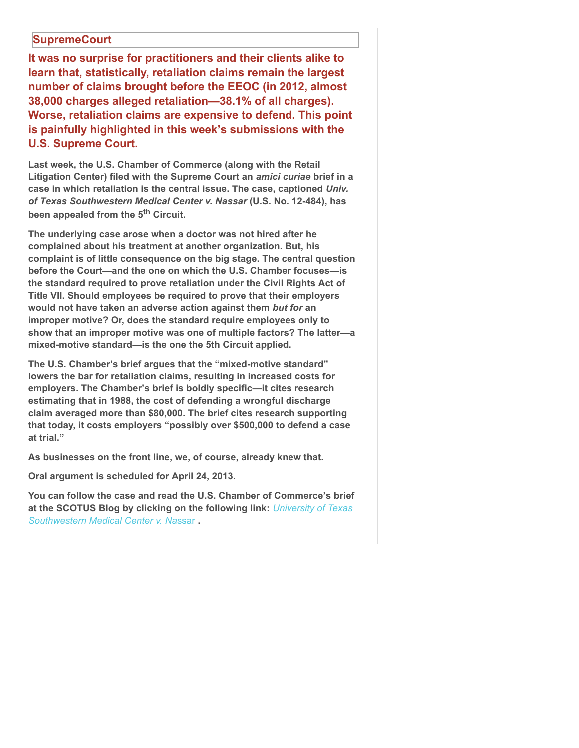**SupremeCourt**

**It was no surprise for practitioners and their clients alike to learn that, statistically, retaliation claims remain the largest number of claims brought before the EEOC (in 2012, almost 38,000 charges alleged retaliation—38.1% of all charges). Worse, retaliation claims are expensive to defend. This point is painfully highlighted in this week's submissions with the U.S. Supreme Court.**

**Last week, the U.S. Chamber of Commerce (along with the Retail Litigation Center) filed with the Supreme Court an *amici curiae* brief in a case in which retaliation is the central issue. The case, captioned *Univ. of Texas Southwestern Medical Center v. Nassar* (U.S. No. 12-484), has been appealed from the 5th Circuit.**

**The underlying case arose when a doctor was not hired after he complained about his treatment at another organization. But, his complaint is of little consequence on the big stage. The central question before the Court—and the one on which the U.S. Chamber focuses—is the standard required to prove retaliation under the Civil Rights Act of Title VII. Should employees be required to prove that their employers would not have taken an adverse action against them *but for* an improper motive? Or, does the standard require employees only to show that an improper motive was one of multiple factors? The latter—a mixed-motive standard—is the one the 5th Circuit applied.**

**The U.S. Chamber's brief argues that the "mixed-motive standard" lowers the bar for retaliation claims, resulting in increased costs for employers. The Chamber's brief is boldly specific—it cites research estimating that in 1988, the cost of defending a wrongful discharge claim averaged more than $80,000. The brief cites research supporting that today, it costs employers "possibly over $500,000 to defend a case at trial."**

**As businesses on the front line, we, of course, already knew that.**

**Oral argument is scheduled for April 24, 2013.**

**You can follow the case and read the U.S. Chamber of Commerce's brief at the SCOTUS Blog by clicking on the following link:** *University of Texas Southwestern Medical Center v. Nassar* **.**